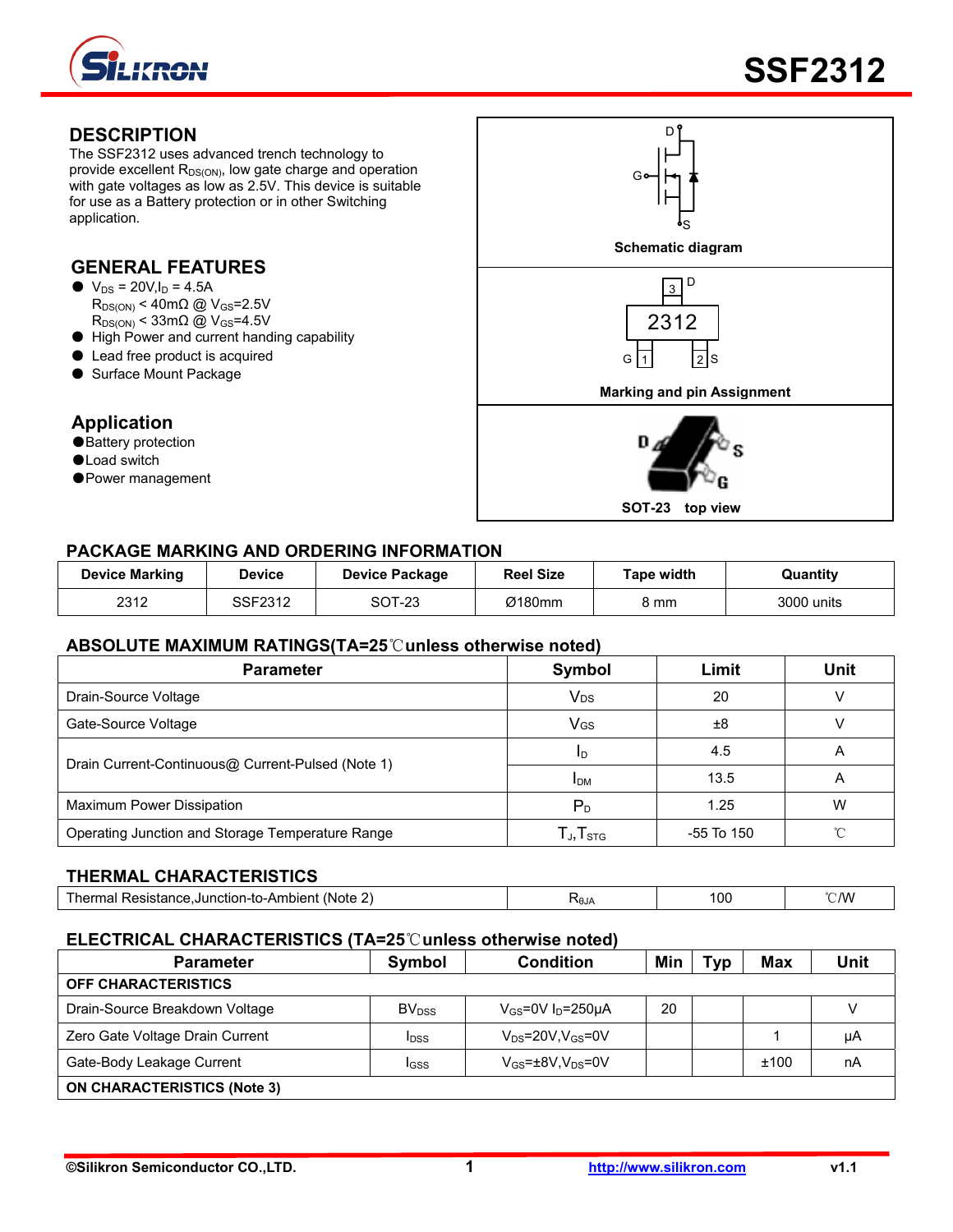# SSF2312

## DESCRIPTION

The SSF2312 uses advanced trench technology to provide excellent $R_{DS(ON)}$, low gate charge and operation with gate voltages as low as 2.5V. This device is suitable for use as a Battery protection or in other Switching application.

## GENERAL FEATURES

- $V_{DS}$ = 20V, $I_D$ = 4.5A
  $R_{DS(ON)}$ < 40mΩ @ $V_{GS}$=2.5V
  $R_{DS(ON)}$ < 33mΩ @ $V_{GS}$=4.5V
- High Power and current handing capability
- Lead free product is acquired
- Surface Mount Package

## Application

- Battery protection
- Load switch
- Power management

Schematic diagram

Marking and pin Assignment

SOT-23 top view

## PACKAGE MARKING AND ORDERING INFORMATION

| Device Marking | Device | Device Package | Reel Size | Tape width | Quantity |
|---|---|---|---|---|---|
| 2312 | SSF2312 | SOT-23 | Ø180mm | 8 mm | 3000 units |

## ABSOLUTE MAXIMUM RATINGS(TA=25℃unless otherwise noted)

| Parameter | Symbol | Limit | Unit |
|---|---|---|---|
| Drain-Source Voltage | $V_{DS}$ | 20 | V |
| Gate-Source Voltage | $V_{GS}$ | ±8 | V |
| Drain Current-Continuous@ Current-Pulsed (Note 1) | $I_D$ | 4.5 | A |
| | $I_{DM}$ | 13.5 | A |
| Maximum Power Dissipation | $P_D$ | 1.25 | W |
| Operating Junction and Storage Temperature Range | $T_J$,$T_{STG}$ | -55 To 150 | ℃ |

## THERMAL CHARACTERISTICS

| Parameter | Symbol | Limit | Unit |
|---|---|---|---|
| Thermal Resistance,Junction-to-Ambient (Note 2) | $R_{\theta JA}$ | 100 | ℃/W |

## ELECTRICAL CHARACTERISTICS (TA=25℃unless otherwise noted)

| Parameter | Symbol | Condition | Min | Typ | Max | Unit |
|---|---|---|---|---|---|---|
| **OFF CHARACTERISTICS** | | | | | | |
| Drain-Source Breakdown Voltage | $BV_{DSS}$ | $V_{GS}$=0V $I_D$=250μA | 20 | | | V |
| Zero Gate Voltage Drain Current | $I_{DSS}$ | $V_{DS}$=20V,$V_{GS}$=0V | | | 1 | μA |
| Gate-Body Leakage Current | $I_{GSS}$ | $V_{GS}$=±8V,$V_{DS}$=0V | | | ±100 | nA |
| **ON CHARACTERISTICS (Note 3)** | | | | | | |

©Silikron Semiconductor CO.,LTD. http://www.silikron.com v1.1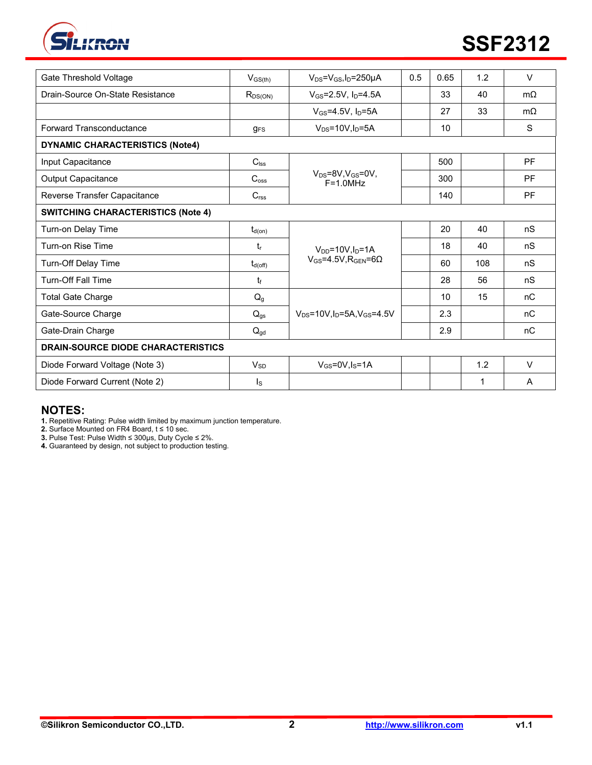| Gate Threshold Voltage | $V_{GS(th)}$ | $V_{DS}=V_{GS}, I_D=250\mu A$ | 0.5 | 0.65 | 1.2 | V |
|---|---|---|---|---|---|---|
| Drain-Source On-State Resistance | $R_{DS(ON)}$ | $V_{GS}=2.5V, I_D=4.5A$ | | 33 | 40 | mΩ |
| | | $V_{GS}=4.5V, I_D=5A$ | | 27 | 33 | mΩ |
| Forward Transconductance | $g_{FS}$ | $V_{DS}=10V, I_D=5A$ | | 10 | | S |
| **DYNAMIC CHARACTERISTICS (Note4)** | | | | | | |
| Input Capacitance | $C_{iss}$ | $V_{DS}=8V, V_{GS}=0V,$ F=1.0MHz | | 500 | | PF |
| Output Capacitance | $C_{oss}$ | | | 300 | | PF |
| Reverse Transfer Capacitance | $C_{rss}$ | | | 140 | | PF |
| **SWITCHING CHARACTERISTICS (Note 4)** | | | | | | |
| Turn-on Delay Time | $t_{d(on)}$ | $V_{DD}=10V, I_D=1A$ $V_{GS}=4.5V, R_{GEN}=6\Omega$ | | 20 | 40 | nS |
| Turn-on Rise Time | $t_r$ | | | 18 | 40 | nS |
| Turn-Off Delay Time | $t_{d(off)}$ | | | 60 | 108 | nS |
| Turn-Off Fall Time | $t_f$ | | | 28 | 56 | nS |
| Total Gate Charge | $Q_g$ | $V_{DS}=10V, I_D=5A, V_{GS}=4.5V$ | | 10 | 15 | nC |
| Gate-Source Charge | $Q_{gs}$ | | | 2.3 | | nC |
| Gate-Drain Charge | $Q_{gd}$ | | | 2.9 | | nC |
| **DRAIN-SOURCE DIODE CHARACTERISTICS** | | | | | | |
| Diode Forward Voltage (Note 3) | $V_{SD}$ | $V_{GS}=0V, I_S=1A$ | | | 1.2 | V |
| Diode Forward Current (Note 2) | $I_S$ | | | | 1 | A |

## NOTES:

**1.** Repetitive Rating: Pulse width limited by maximum junction temperature.
**2.** Surface Mounted on FR4 Board, t ≤ 10 sec.
**3.** Pulse Test: Pulse Width ≤ 300μs, Duty Cycle ≤ 2%.
**4.** Guaranteed by design, not subject to production testing.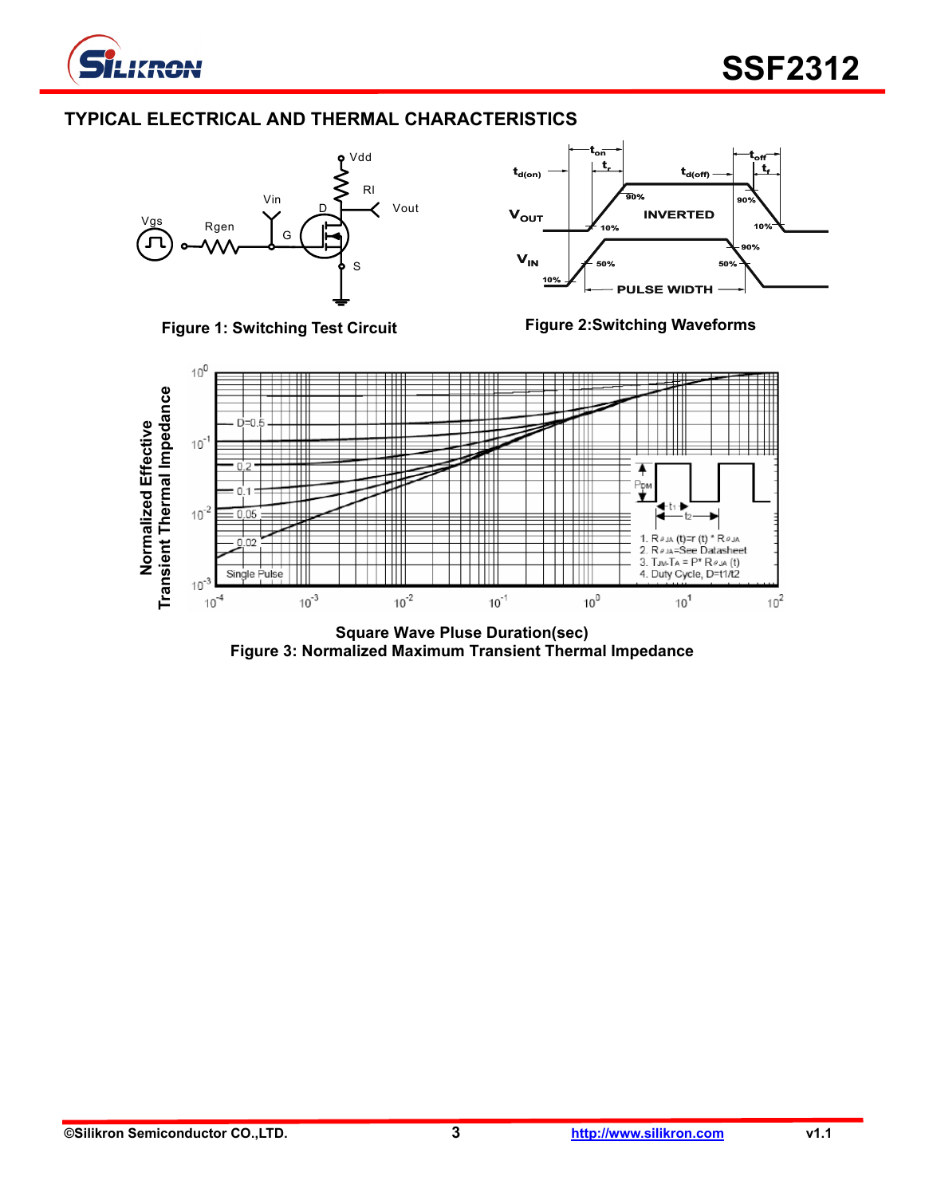## TYPICAL ELECTRICAL AND THERMAL CHARACTERISTICS

Figure 1: Switching Test Circuit

Figure 2:Switching Waveforms

Square Wave Pluse Duration(sec)

Figure 3: Normalized Maximum Transient Thermal Impedance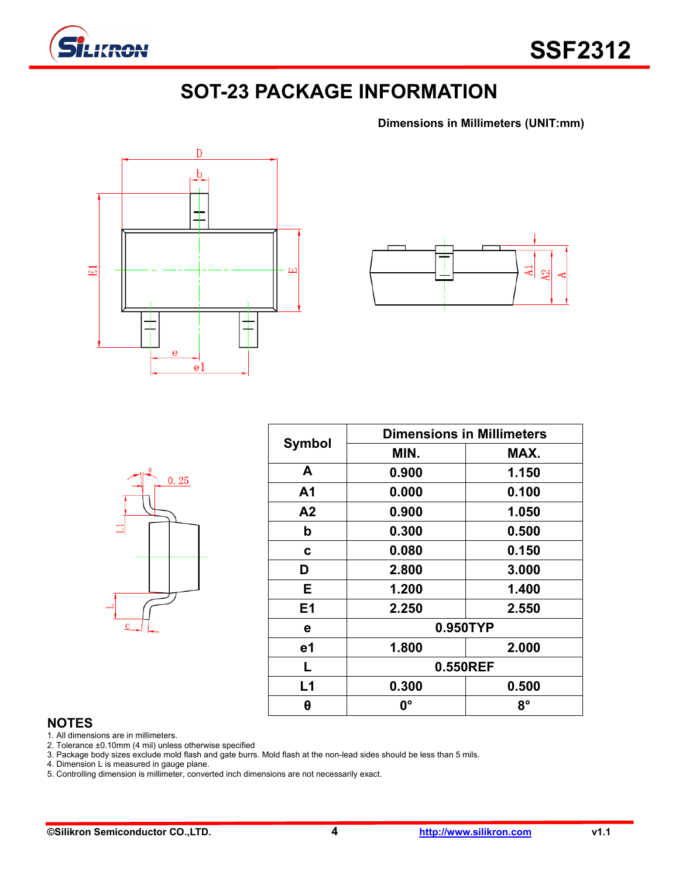# SOT-23 PACKAGE INFORMATION

**Dimensions in Millimeters (UNIT:mm)**

| Symbol | Dimensions in Millimeters | |
|---|---|---|
| | MIN. | MAX. |
| A | 0.900 | 1.150 |
| A1 | 0.000 | 0.100 |
| A2 | 0.900 | 1.050 |
| b | 0.300 | 0.500 |
| c | 0.080 | 0.150 |
| D | 2.800 | 3.000 |
| E | 1.200 | 1.400 |
| E1 | 2.250 | 2.550 |
| e | 0.950TYP | |
| e1 | 1.800 | 2.000 |
| L | 0.550REF | |
| L1 | 0.300 | 0.500 |
| θ | 0° | 8° |

## NOTES

1. All dimensions are in millimeters.
2. Tolerance ±0.10mm (4 mil) unless otherwise specified
3. Package body sizes exclude mold flash and gate burrs. Mold flash at the non-lead sides should be less than 5 mils.
4. Dimension L is measured in gauge plane.
5. Controlling dimension is millimeter, converted inch dimensions are not necessarily exact.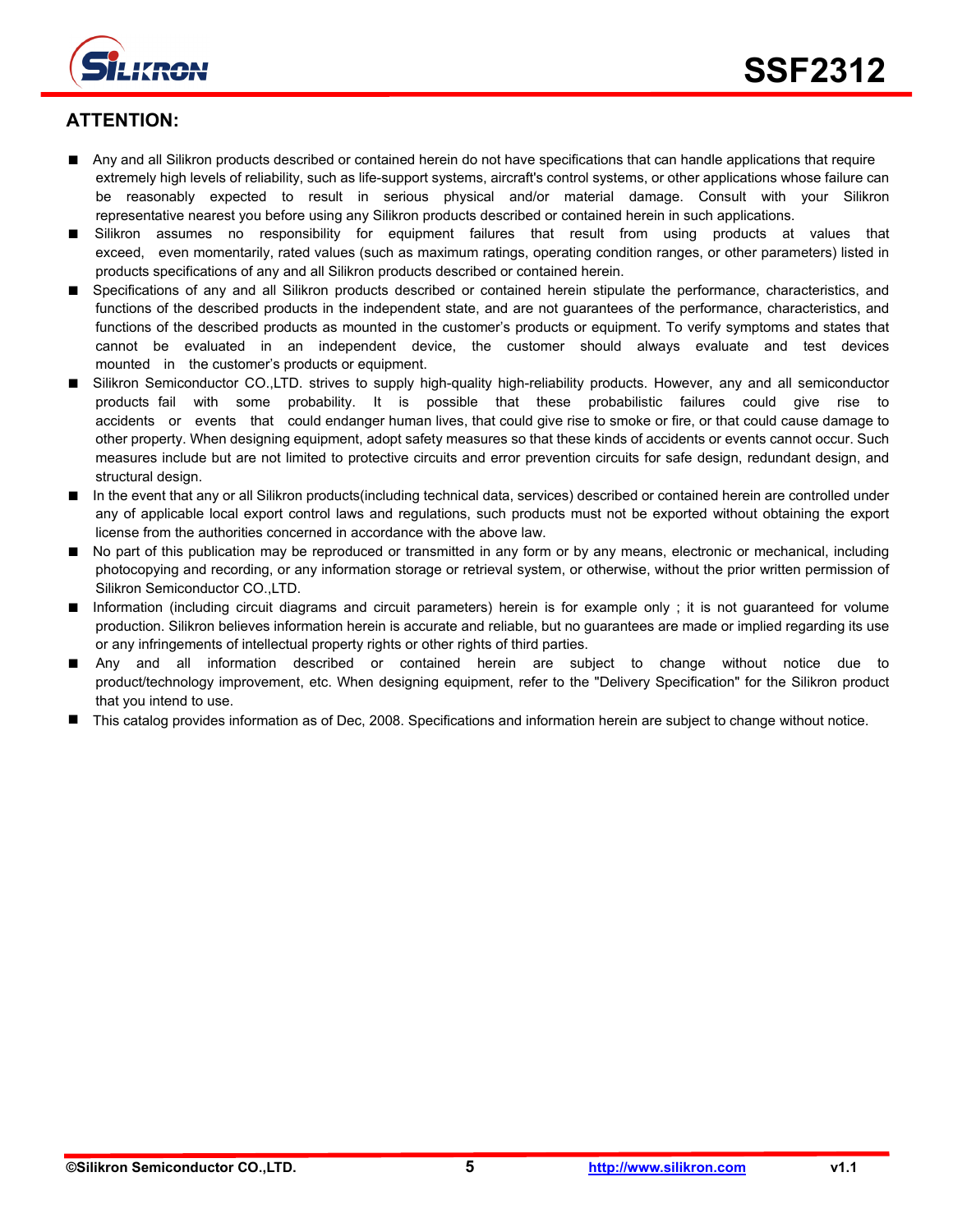## ATTENTION:

- Any and all Silikron products described or contained herein do not have specifications that can handle applications that require extremely high levels of reliability, such as life-support systems, aircraft's control systems, or other applications whose failure can be reasonably expected to result in serious physical and/or material damage. Consult with your Silikron representative nearest you before using any Silikron products described or contained herein in such applications.
- Silikron assumes no responsibility for equipment failures that result from using products at values that exceed, even momentarily, rated values (such as maximum ratings, operating condition ranges, or other parameters) listed in products specifications of any and all Silikron products described or contained herein.
- Specifications of any and all Silikron products described or contained herein stipulate the performance, characteristics, and functions of the described products in the independent state, and are not guarantees of the performance, characteristics, and functions of the described products as mounted in the customer's products or equipment. To verify symptoms and states that cannot be evaluated in an independent device, the customer should always evaluate and test devices mounted in the customer's products or equipment.
- Silikron Semiconductor CO.,LTD. strives to supply high-quality high-reliability products. However, any and all semiconductor products fail with some probability. It is possible that these probabilistic failures could give rise to accidents or events that could endanger human lives, that could give rise to smoke or fire, or that could cause damage to other property. When designing equipment, adopt safety measures so that these kinds of accidents or events cannot occur. Such measures include but are not limited to protective circuits and error prevention circuits for safe design, redundant design, and structural design.
- In the event that any or all Silikron products(including technical data, services) described or contained herein are controlled under any of applicable local export control laws and regulations, such products must not be exported without obtaining the export license from the authorities concerned in accordance with the above law.
- No part of this publication may be reproduced or transmitted in any form or by any means, electronic or mechanical, including photocopying and recording, or any information storage or retrieval system, or otherwise, without the prior written permission of Silikron Semiconductor CO.,LTD.
- Information (including circuit diagrams and circuit parameters) herein is for example only ; it is not guaranteed for volume production. Silikron believes information herein is accurate and reliable, but no guarantees are made or implied regarding its use or any infringements of intellectual property rights or other rights of third parties.
- Any and all information described or contained herein are subject to change without notice due to product/technology improvement, etc. When designing equipment, refer to the "Delivery Specification" for the Silikron product that you intend to use.
- This catalog provides information as of Dec, 2008. Specifications and information herein are subject to change without notice.